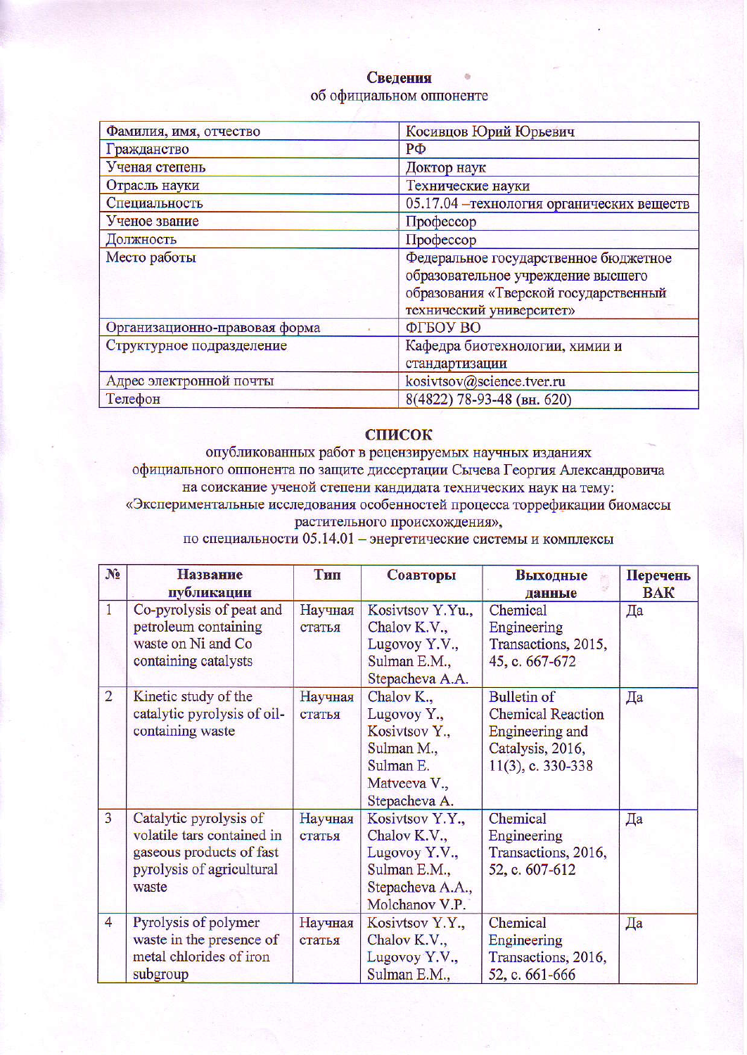**Сведения**
об официальном оппоненте

| Фамилия, имя, отчество | Косивцов Юрий Юрьевич |
|---|---|
| Гражданство | РФ |
| Ученая степень | Доктор наук |
| Отрасль науки | Технические науки |
| Специальность | 05.17.04 –технология органических веществ |
| Ученое звание | Профессор |
| Должность | Профессор |
| Место работы | Федеральное государственное бюджетное образовательное учреждение высшего образования «Тверской государственный технический университет» |
| Организационно-правовая форма | ФГБОУ ВО |
| Структурное подразделение | Кафедра биотехнологии, химии и стандартизации |
| Адрес электронной почты | kosivtsov@science.tver.ru |
| Телефон | 8(4822) 78-93-48 (вн. 620) |

**СПИСОК**
опубликованных работ в рецензируемых научных изданиях
официального оппонента по защите диссертации Сычева Георгия Александровича
на соискание ученой степени кандидата технических наук на тему:
«Экспериментальные исследования особенностей процесса торрефикации биомассы растительного происхождения»,
по специальности 05.14.01 – энергетические системы и комплексы

| № | Название публикации | Тип | Соавторы | Выходные данные | Перечень ВАК |
|---|---|---|---|---|---|
| 1 | Co-pyrolysis of peat and petroleum containing waste on Ni and Co containing catalysts | Научная статья | Kosivtsov Y.Yu., Chalov K.V., Lugovoy Y.V., Sulman E.M., Stepacheva A.A. | Chemical Engineering Transactions, 2015, 45, с. 667-672 | Да |
| 2 | Kinetic study of the catalytic pyrolysis of oil-containing waste | Научная статья | Chalov K., Lugovoy Y., Kosivtsov Y., Sulman M., Sulman E. Matveeva V., Stepacheva A. | Bulletin of Chemical Reaction Engineering and Catalysis, 2016, 11(3), с. 330-338 | Да |
| 3 | Catalytic pyrolysis of volatile tars contained in gaseous products of fast pyrolysis of agricultural waste | Научная статья | Kosivtsov Y.Y., Chalov K.V., Lugovoy Y.V., Sulman E.M., Stepacheva A.A., Molchanov V.P. | Chemical Engineering Transactions, 2016, 52, с. 607-612 | Да |
| 4 | Pyrolysis of polymer waste in the presence of metal chlorides of iron subgroup | Научная статья | Kosivtsov Y.Y., Chalov K.V., Lugovoy Y.V., Sulman E.M., | Chemical Engineering Transactions, 2016, 52, с. 661-666 | Да |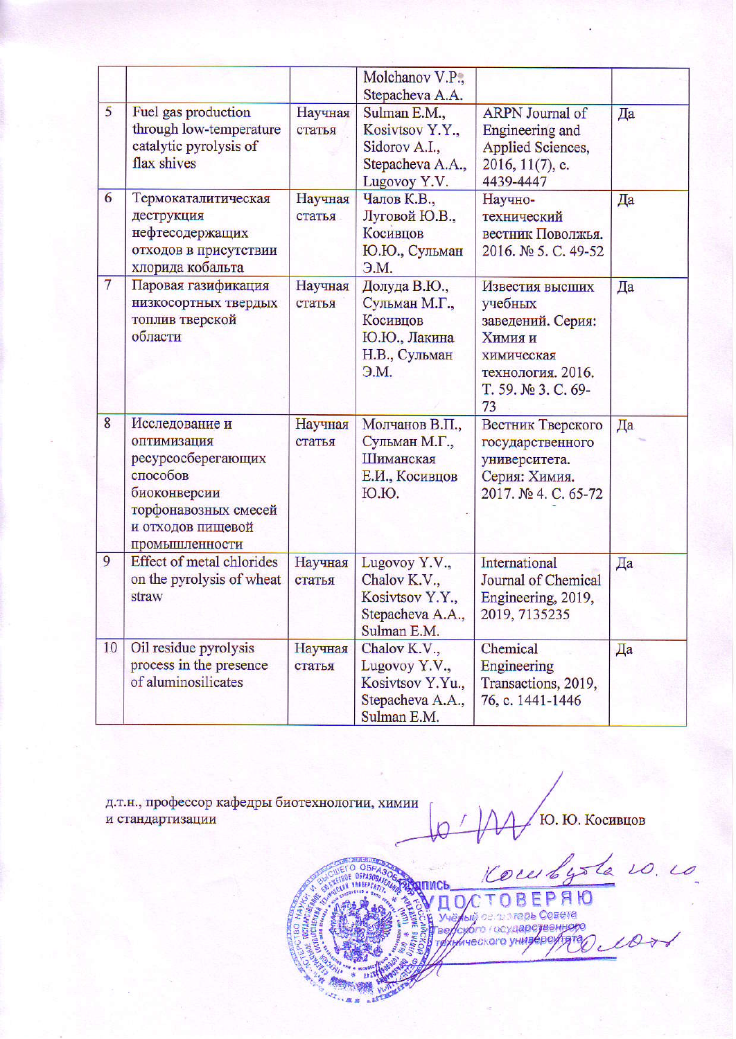| | | | | | |
|---|---|---|---|---|---|
| | | | Molchanov V.P., Stepacheva A.A. | | |
| 5 | Fuel gas production through low-temperature catalytic pyrolysis of flax shives | Научная статья | Sulman E.M., Kosivtsov Y.Y., Sidorov A.I., Stepacheva A.A., Lugovoy Y.V. | ARPN Journal of Engineering and Applied Sciences, 2016, 11(7), c. 4439-4447 | Да |
| 6 | Термокаталитическая деструкция нефтесодержащих отходов в присутствии хлорида кобальта | Научная статья | Чалов К.В., Луговой Ю.В., Косивцов Ю.Ю., Сульман Э.М. | Научно-технический вестник Поволжья. 2016. № 5. С. 49-52 | Да |
| 7 | Паровая газификация низкосортных твердых топлив тверской области | Научная статья | Долуда В.Ю., Сульман М.Г., Косивцов Ю.Ю., Лакина Н.В., Сульман Э.М. | Известия высших учебных заведений. Серия: Химия и химическая технология. 2016. Т. 59. № 3. С. 69-73 | Да |
| 8 | Исследование и оптимизация ресурсосберегающих способов биоконверсии торфонавозных смесей и отходов пищевой промышленности | Научная статья | Молчанов В.П., Сульман М.Г., Шиманская Е.И., Косивцов Ю.Ю. | Вестник Тверского государственного университета. Серия: Химия. 2017. № 4. С. 65-72 | Да |
| 9 | Effect of metal chlorides on the pyrolysis of wheat straw | Научная статья | Lugovoy Y.V., Chalov K.V., Kosivtsov Y.Y., Stepacheva A.A., Sulman E.M. | International Journal of Chemical Engineering, 2019, 2019, 7135235 | Да |
| 10 | Oil residue pyrolysis process in the presence of aluminosilicates | Научная статья | Chalov K.V., Lugovoy Y.V., Kosivtsov Y.Yu., Stepacheva A.A., Sulman E.M. | Chemical Engineering Transactions, 2019, 76, c. 1441-1446 | Да |

д.т.н., профессор кафедры биотехнологии, химии и стандартизации Ю. Ю. Косивцов

Подпись Косивцова Ю.Ю.

УДОСТОВЕРЯЮ

Учёный секретарь Совета Тверского государственного технического университета